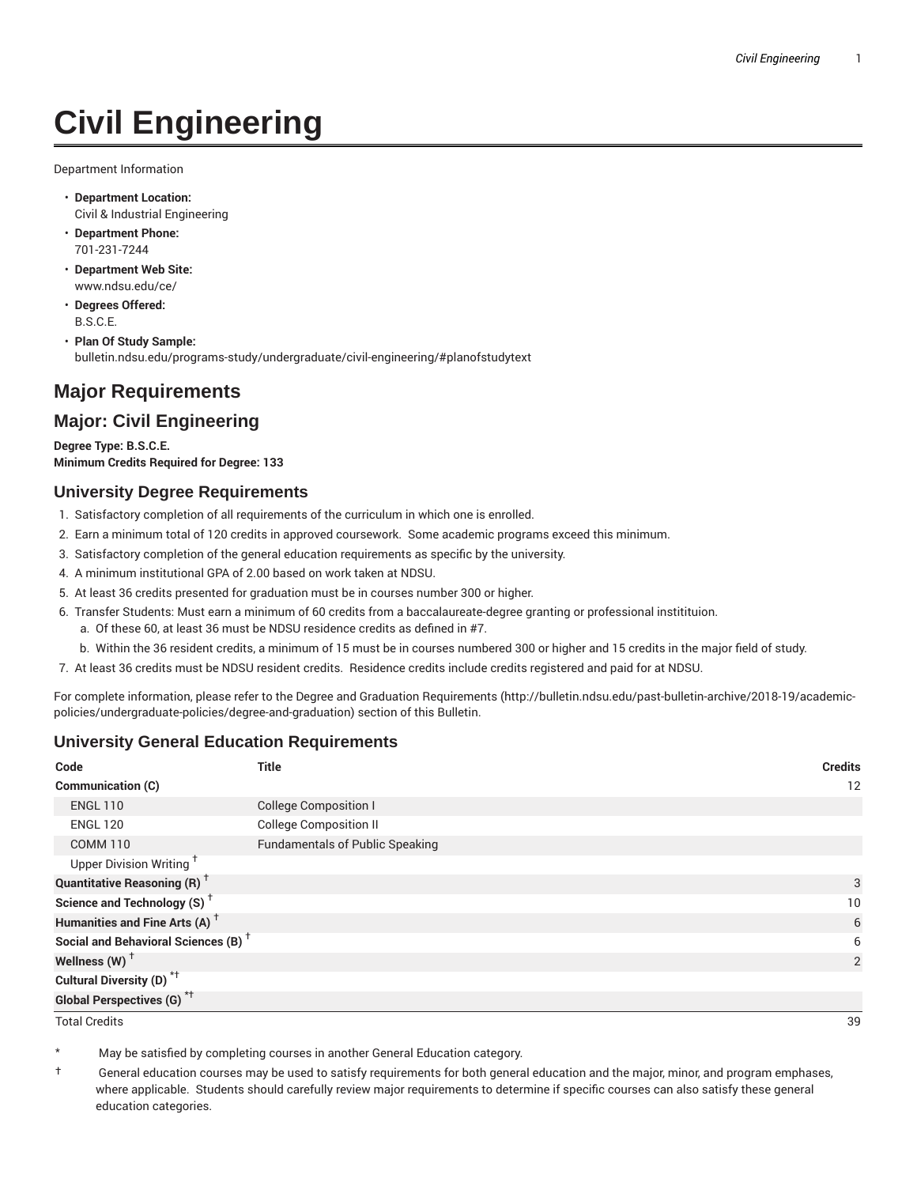# Civil Engineering

Department Information

- **Department Location:** Civil & Industrial Engineering
- **Department Phone:** 701-231-7244
- **Department Web Site:** www.ndsu.edu/ce/
- **Degrees Offered:** B.S.C.E.
- **Plan Of Study Sample:** bulletin.ndsu.edu/programs-study/undergraduate/civil-engineering/#planofstudytext

## Major Requirements

## Major: Civil Engineering

**Degree Type: B.S.C.E.**
**Minimum Credits Required for Degree: 133**

### University Degree Requirements

1. Satisfactory completion of all requirements of the curriculum in which one is enrolled.
2. Earn a minimum total of 120 credits in approved coursework. Some academic programs exceed this minimum.
3. Satisfactory completion of the general education requirements as specific by the university.
4. A minimum institutional GPA of 2.00 based on work taken at NDSU.
5. At least 36 credits presented for graduation must be in courses number 300 or higher.
6. Transfer Students: Must earn a minimum of 60 credits from a baccalaureate-degree granting or professional instititution.
   a. Of these 60, at least 36 must be NDSU residence credits as defined in #7.
   b. Within the 36 resident credits, a minimum of 15 must be in courses numbered 300 or higher and 15 credits in the major field of study.
7. At least 36 credits must be NDSU resident credits. Residence credits include credits registered and paid for at NDSU.

For complete information, please refer to the Degree and Graduation Requirements (http://bulletin.ndsu.edu/past-bulletin-archive/2018-19/academic-policies/undergraduate-policies/degree-and-graduation) section of this Bulletin.

### University General Education Requirements

| Code | Title | Credits |
|---|---|---|
| **Communication (C)** | | 12 |
| ENGL 110 | College Composition I | |
| ENGL 120 | College Composition II | |
| COMM 110 | Fundamentals of Public Speaking | |
| Upper Division Writing † | | |
| **Quantitative Reasoning (R)** † | | 3 |
| **Science and Technology (S)** † | | 10 |
| **Humanities and Fine Arts (A)** † | | 6 |
| **Social and Behavioral Sciences (B)** † | | 6 |
| **Wellness (W)** † | | 2 |
| **Cultural Diversity (D)** *† | | |
| **Global Perspectives (G)** *† | | |
| Total Credits | | 39 |

\* May be satisfied by completing courses in another General Education category.

† General education courses may be used to satisfy requirements for both general education and the major, minor, and program emphases, where applicable. Students should carefully review major requirements to determine if specific courses can also satisfy these general education categories.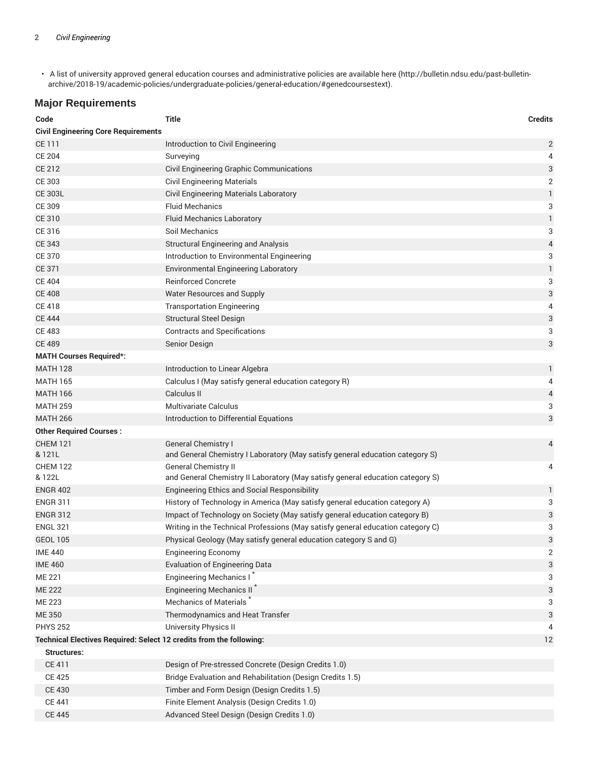- A list of university approved general education courses and administrative policies are available here (http://bulletin.ndsu.edu/past-bulletin-archive/2018-19/academic-policies/undergraduate-policies/general-education/#genedcoursestext).

## Major Requirements

| Code | Title | Credits |
|---|---|---|
| **Civil Engineering Core Requirements** | | |
| CE 111 | Introduction to Civil Engineering | 2 |
| CE 204 | Surveying | 4 |
| CE 212 | Civil Engineering Graphic Communications | 3 |
| CE 303 | Civil Engineering Materials | 2 |
| CE 303L | Civil Engineering Materials Laboratory | 1 |
| CE 309 | Fluid Mechanics | 3 |
| CE 310 | Fluid Mechanics Laboratory | 1 |
| CE 316 | Soil Mechanics | 3 |
| CE 343 | Structural Engineering and Analysis | 4 |
| CE 370 | Introduction to Environmental Engineering | 3 |
| CE 371 | Environmental Engineering Laboratory | 1 |
| CE 404 | Reinforced Concrete | 3 |
| CE 408 | Water Resources and Supply | 3 |
| CE 418 | Transportation Engineering | 4 |
| CE 444 | Structural Steel Design | 3 |
| CE 483 | Contracts and Specifications | 3 |
| CE 489 | Senior Design | 3 |
| **MATH Courses Required*:** | | |
| MATH 128 | Introduction to Linear Algebra | 1 |
| MATH 165 | Calculus I (May satisfy general education category R) | 4 |
| MATH 166 | Calculus II | 4 |
| MATH 259 | Multivariate Calculus | 3 |
| MATH 266 | Introduction to Differential Equations | 3 |
| **Other Required Courses :** | | |
| CHEM 121 & 121L | General Chemistry I and General Chemistry I Laboratory (May satisfy general education category S) | 4 |
| CHEM 122 & 122L | General Chemistry II and General Chemistry II Laboratory (May satisfy general education category S) | 4 |
| ENGR 402 | Engineering Ethics and Social Responsibility | 1 |
| ENGR 311 | History of Technology in America (May satisfy general education category A) | 3 |
| ENGR 312 | Impact of Technology on Society (May satisfy general education category B) | 3 |
| ENGL 321 | Writing in the Technical Professions (May satisfy general education category C) | 3 |
| GEOL 105 | Physical Geology (May satisfy general education category S and G) | 3 |
| IME 440 | Engineering Economy | 2 |
| IME 460 | Evaluation of Engineering Data | 3 |
| ME 221 | Engineering Mechanics I * | 3 |
| ME 222 | Engineering Mechanics II * | 3 |
| ME 223 | Mechanics of Materials * | 3 |
| ME 350 | Thermodynamics and Heat Transfer | 3 |
| PHYS 252 | University Physics II | 4 |
| **Technical Electives Required: Select 12 credits from the following:** | | 12 |
| **Structures:** | | |
| CE 411 | Design of Pre-stressed Concrete (Design Credits 1.0) | |
| CE 425 | Bridge Evaluation and Rehabilitation (Design Credits 1.5) | |
| CE 430 | Timber and Form Design (Design Credits 1.5) | |
| CE 441 | Finite Element Analysis (Design Credits 1.0) | |
| CE 445 | Advanced Steel Design (Design Credits 1.0) | |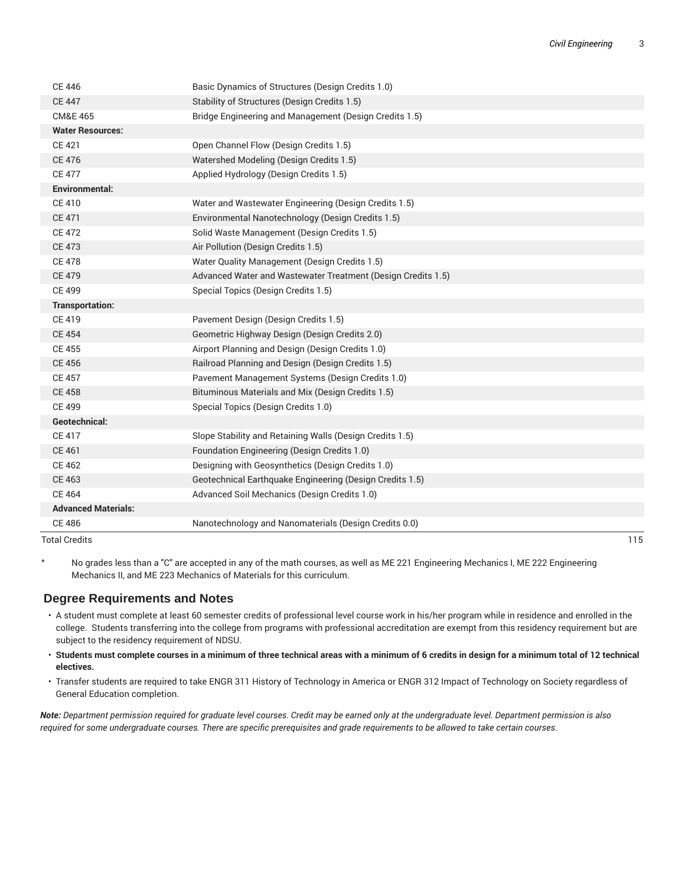| | | |
|---|---|---|
| CE 446 | Basic Dynamics of Structures (Design Credits 1.0) | |
| CE 447 | Stability of Structures (Design Credits 1.5) | |
| CM&E 465 | Bridge Engineering and Management (Design Credits 1.5) | |
| **Water Resources:** | | |
| CE 421 | Open Channel Flow (Design Credits 1.5) | |
| CE 476 | Watershed Modeling (Design Credits 1.5) | |
| CE 477 | Applied Hydrology (Design Credits 1.5) | |
| **Environmental:** | | |
| CE 410 | Water and Wastewater Engineering (Design Credits 1.5) | |
| CE 471 | Environmental Nanotechnology (Design Credits 1.5) | |
| CE 472 | Solid Waste Management (Design Credits 1.5) | |
| CE 473 | Air Pollution (Design Credits 1.5) | |
| CE 478 | Water Quality Management (Design Credits 1.5) | |
| CE 479 | Advanced Water and Wastewater Treatment (Design Credits 1.5) | |
| CE 499 | Special Topics (Design Credits 1.5) | |
| **Transportation:** | | |
| CE 419 | Pavement Design (Design Credits 1.5) | |
| CE 454 | Geometric Highway Design (Design Credits 2.0) | |
| CE 455 | Airport Planning and Design (Design Credits 1.0) | |
| CE 456 | Railroad Planning and Design (Design Credits 1.5) | |
| CE 457 | Pavement Management Systems (Design Credits 1.0) | |
| CE 458 | Bituminous Materials and Mix (Design Credits 1.5) | |
| CE 499 | Special Topics (Design Credits 1.0) | |
| **Geotechnical:** | | |
| CE 417 | Slope Stability and Retaining Walls (Design Credits 1.5) | |
| CE 461 | Foundation Engineering (Design Credits 1.0) | |
| CE 462 | Designing with Geosynthetics (Design Credits 1.0) | |
| CE 463 | Geotechnical Earthquake Engineering (Design Credits 1.5) | |
| CE 464 | Advanced Soil Mechanics (Design Credits 1.0) | |
| **Advanced Materials:** | | |
| CE 486 | Nanotechnology and Nanomaterials (Design Credits 0.0) | |
| Total Credits | | 115 |

\* No grades less than a "C" are accepted in any of the math courses, as well as ME 221 Engineering Mechanics I, ME 222 Engineering Mechanics II, and ME 223 Mechanics of Materials for this curriculum.

## Degree Requirements and Notes

- A student must complete at least 60 semester credits of professional level course work in his/her program while in residence and enrolled in the college. Students transferring into the college from programs with professional accreditation are exempt from this residency requirement but are subject to the residency requirement of NDSU.
- **Students must complete courses in a minimum of three technical areas with a minimum of 6 credits in design for a minimum total of 12 technical electives.**
- Transfer students are required to take ENGR 311 History of Technology in America or ENGR 312 Impact of Technology on Society regardless of General Education completion.

***Note:*** *Department permission required for graduate level courses. Credit may be earned only at the undergraduate level. Department permission is also required for some undergraduate courses. There are specific prerequisites and grade requirements to be allowed to take certain courses.*